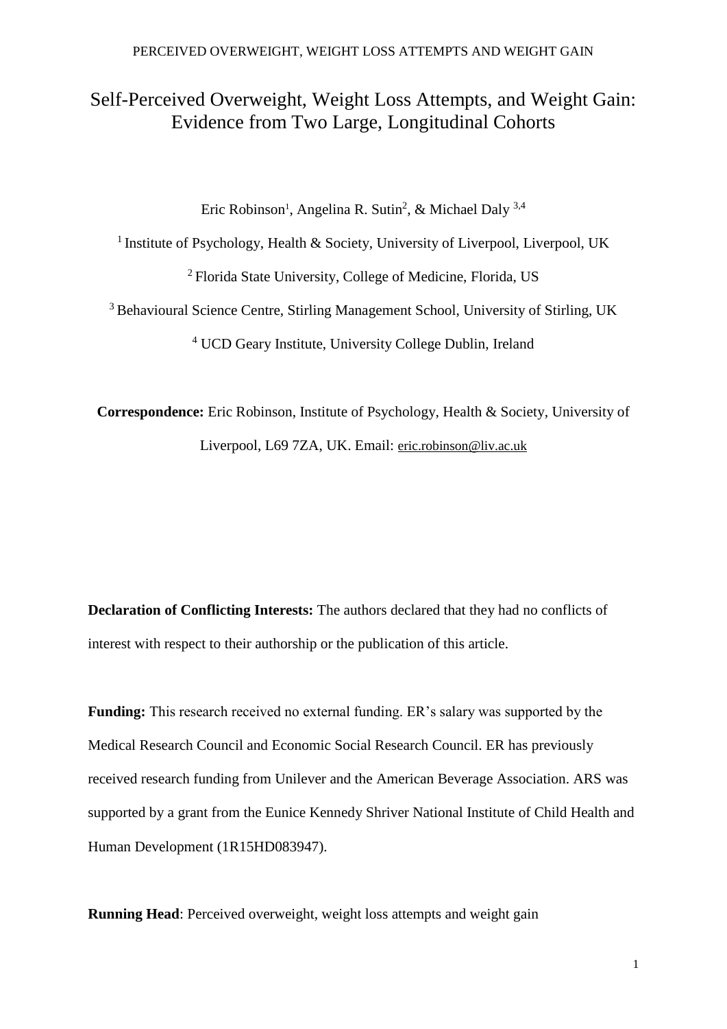# Self-Perceived Overweight, Weight Loss Attempts, and Weight Gain: Evidence from Two Large, Longitudinal Cohorts

Eric Robinson[1], Angelina R. Sutin[2], & Michael Daly [3,4]

[1] Institute of Psychology, Health & Society, University of Liverpool, Liverpool, UK

[2] Florida State University, College of Medicine, Florida, US

[3] Behavioural Science Centre, Stirling Management School, University of Stirling, UK

[4] UCD Geary Institute, University College Dublin, Ireland

**Correspondence:** Eric Robinson, Institute of Psychology, Health & Society, University of Liverpool, L69 7ZA, UK. Email: eric.robinson@liv.ac.uk

**Declaration of Conflicting Interests:** The authors declared that they had no conflicts of interest with respect to their authorship or the publication of this article.

**Funding:** This research received no external funding. ER's salary was supported by the Medical Research Council and Economic Social Research Council. ER has previously received research funding from Unilever and the American Beverage Association. ARS was supported by a grant from the Eunice Kennedy Shriver National Institute of Child Health and Human Development (1R15HD083947).

**Running Head**: Perceived overweight, weight loss attempts and weight gain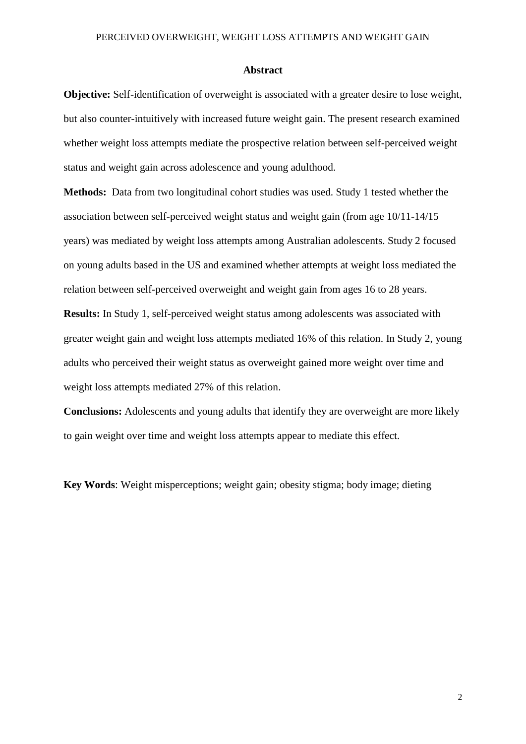## Abstract

**Objective:** Self-identification of overweight is associated with a greater desire to lose weight, but also counter-intuitively with increased future weight gain. The present research examined whether weight loss attempts mediate the prospective relation between self-perceived weight status and weight gain across adolescence and young adulthood.

**Methods:** Data from two longitudinal cohort studies was used. Study 1 tested whether the association between self-perceived weight status and weight gain (from age 10/11-14/15 years) was mediated by weight loss attempts among Australian adolescents. Study 2 focused on young adults based in the US and examined whether attempts at weight loss mediated the relation between self-perceived overweight and weight gain from ages 16 to 28 years.

**Results:** In Study 1, self-perceived weight status among adolescents was associated with greater weight gain and weight loss attempts mediated 16% of this relation. In Study 2, young adults who perceived their weight status as overweight gained more weight over time and weight loss attempts mediated 27% of this relation.

**Conclusions:** Adolescents and young adults that identify they are overweight are more likely to gain weight over time and weight loss attempts appear to mediate this effect.

**Key Words**: Weight misperceptions; weight gain; obesity stigma; body image; dieting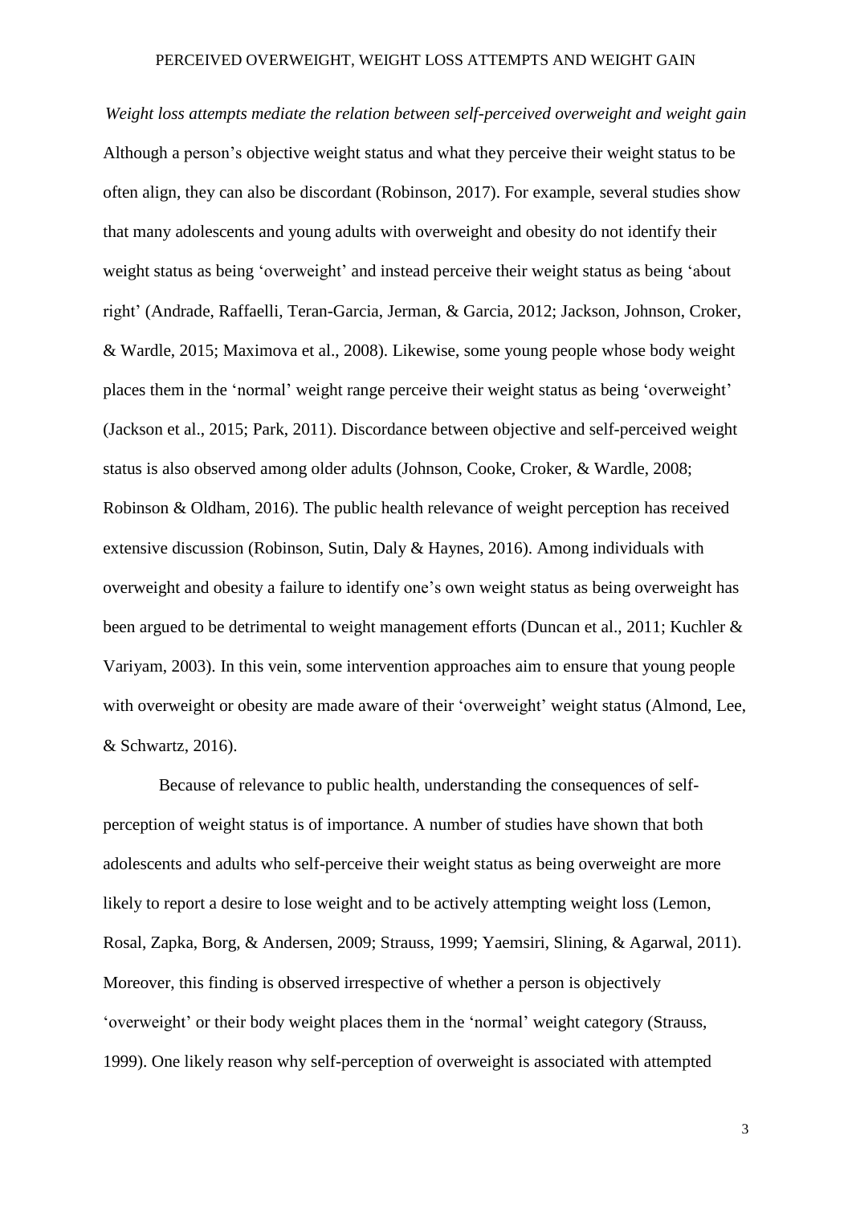*Weight loss attempts mediate the relation between self-perceived overweight and weight gain*

Although a person's objective weight status and what they perceive their weight status to be often align, they can also be discordant (Robinson, 2017). For example, several studies show that many adolescents and young adults with overweight and obesity do not identify their weight status as being 'overweight' and instead perceive their weight status as being 'about right' (Andrade, Raffaelli, Teran-Garcia, Jerman, & Garcia, 2012; Jackson, Johnson, Croker, & Wardle, 2015; Maximova et al., 2008). Likewise, some young people whose body weight places them in the 'normal' weight range perceive their weight status as being 'overweight' (Jackson et al., 2015; Park, 2011). Discordance between objective and self-perceived weight status is also observed among older adults (Johnson, Cooke, Croker, & Wardle, 2008; Robinson & Oldham, 2016). The public health relevance of weight perception has received extensive discussion (Robinson, Sutin, Daly & Haynes, 2016). Among individuals with overweight and obesity a failure to identify one's own weight status as being overweight has been argued to be detrimental to weight management efforts (Duncan et al., 2011; Kuchler & Variyam, 2003). In this vein, some intervention approaches aim to ensure that young people with overweight or obesity are made aware of their 'overweight' weight status (Almond, Lee, & Schwartz, 2016).

Because of relevance to public health, understanding the consequences of self-perception of weight status is of importance. A number of studies have shown that both adolescents and adults who self-perceive their weight status as being overweight are more likely to report a desire to lose weight and to be actively attempting weight loss (Lemon, Rosal, Zapka, Borg, & Andersen, 2009; Strauss, 1999; Yaemsiri, Slining, & Agarwal, 2011). Moreover, this finding is observed irrespective of whether a person is objectively 'overweight' or their body weight places them in the 'normal' weight category (Strauss, 1999). One likely reason why self-perception of overweight is associated with attempted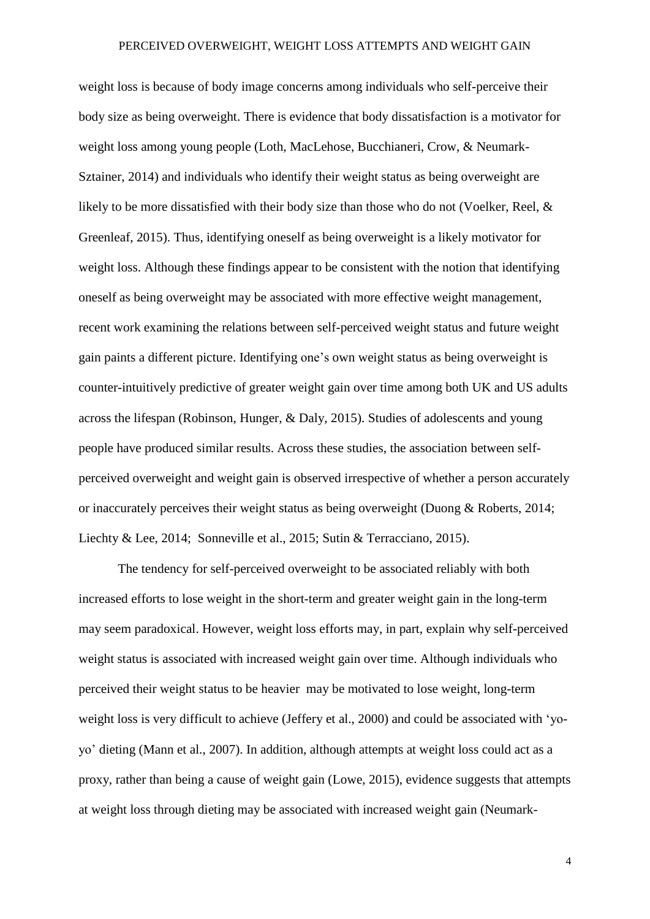weight loss is because of body image concerns among individuals who self-perceive their body size as being overweight. There is evidence that body dissatisfaction is a motivator for weight loss among young people (Loth, MacLehose, Bucchianeri, Crow, & Neumark-Sztainer, 2014) and individuals who identify their weight status as being overweight are likely to be more dissatisfied with their body size than those who do not (Voelker, Reel, & Greenleaf, 2015). Thus, identifying oneself as being overweight is a likely motivator for weight loss. Although these findings appear to be consistent with the notion that identifying oneself as being overweight may be associated with more effective weight management, recent work examining the relations between self-perceived weight status and future weight gain paints a different picture. Identifying one's own weight status as being overweight is counter-intuitively predictive of greater weight gain over time among both UK and US adults across the lifespan (Robinson, Hunger, & Daly, 2015). Studies of adolescents and young people have produced similar results. Across these studies, the association between self-perceived overweight and weight gain is observed irrespective of whether a person accurately or inaccurately perceives their weight status as being overweight (Duong & Roberts, 2014; Liechty & Lee, 2014; Sonneville et al., 2015; Sutin & Terracciano, 2015).

The tendency for self-perceived overweight to be associated reliably with both increased efforts to lose weight in the short-term and greater weight gain in the long-term may seem paradoxical. However, weight loss efforts may, in part, explain why self-perceived weight status is associated with increased weight gain over time. Although individuals who perceived their weight status to be heavier may be motivated to lose weight, long-term weight loss is very difficult to achieve (Jeffery et al., 2000) and could be associated with 'yo-yo' dieting (Mann et al., 2007). In addition, although attempts at weight loss could act as a proxy, rather than being a cause of weight gain (Lowe, 2015), evidence suggests that attempts at weight loss through dieting may be associated with increased weight gain (Neumark-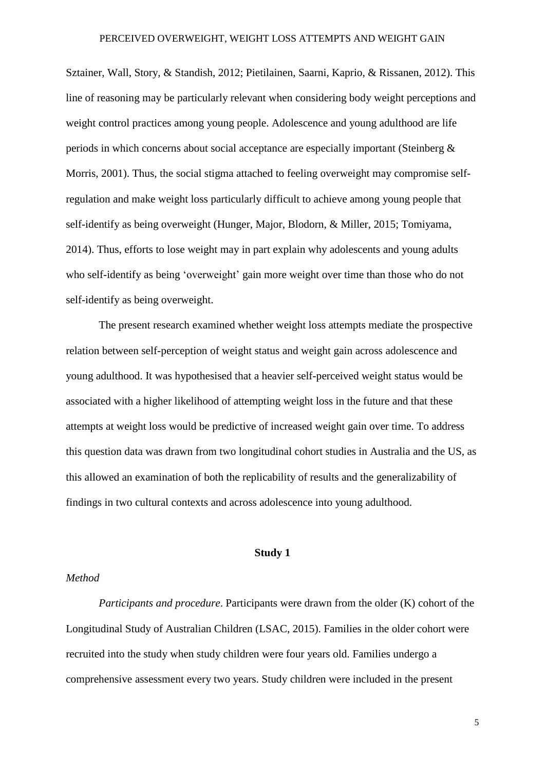Sztainer, Wall, Story, & Standish, 2012; Pietilainen, Saarni, Kaprio, & Rissanen, 2012). This line of reasoning may be particularly relevant when considering body weight perceptions and weight control practices among young people. Adolescence and young adulthood are life periods in which concerns about social acceptance are especially important (Steinberg & Morris, 2001). Thus, the social stigma attached to feeling overweight may compromise self-regulation and make weight loss particularly difficult to achieve among young people that self-identify as being overweight (Hunger, Major, Blodorn, & Miller, 2015; Tomiyama, 2014). Thus, efforts to lose weight may in part explain why adolescents and young adults who self-identify as being 'overweight' gain more weight over time than those who do not self-identify as being overweight.

The present research examined whether weight loss attempts mediate the prospective relation between self-perception of weight status and weight gain across adolescence and young adulthood. It was hypothesised that a heavier self-perceived weight status would be associated with a higher likelihood of attempting weight loss in the future and that these attempts at weight loss would be predictive of increased weight gain over time. To address this question data was drawn from two longitudinal cohort studies in Australia and the US, as this allowed an examination of both the replicability of results and the generalizability of findings in two cultural contexts and across adolescence into young adulthood.

## Study 1

### *Method*

*Participants and procedure*. Participants were drawn from the older (K) cohort of the Longitudinal Study of Australian Children (LSAC, 2015). Families in the older cohort were recruited into the study when study children were four years old. Families undergo a comprehensive assessment every two years. Study children were included in the present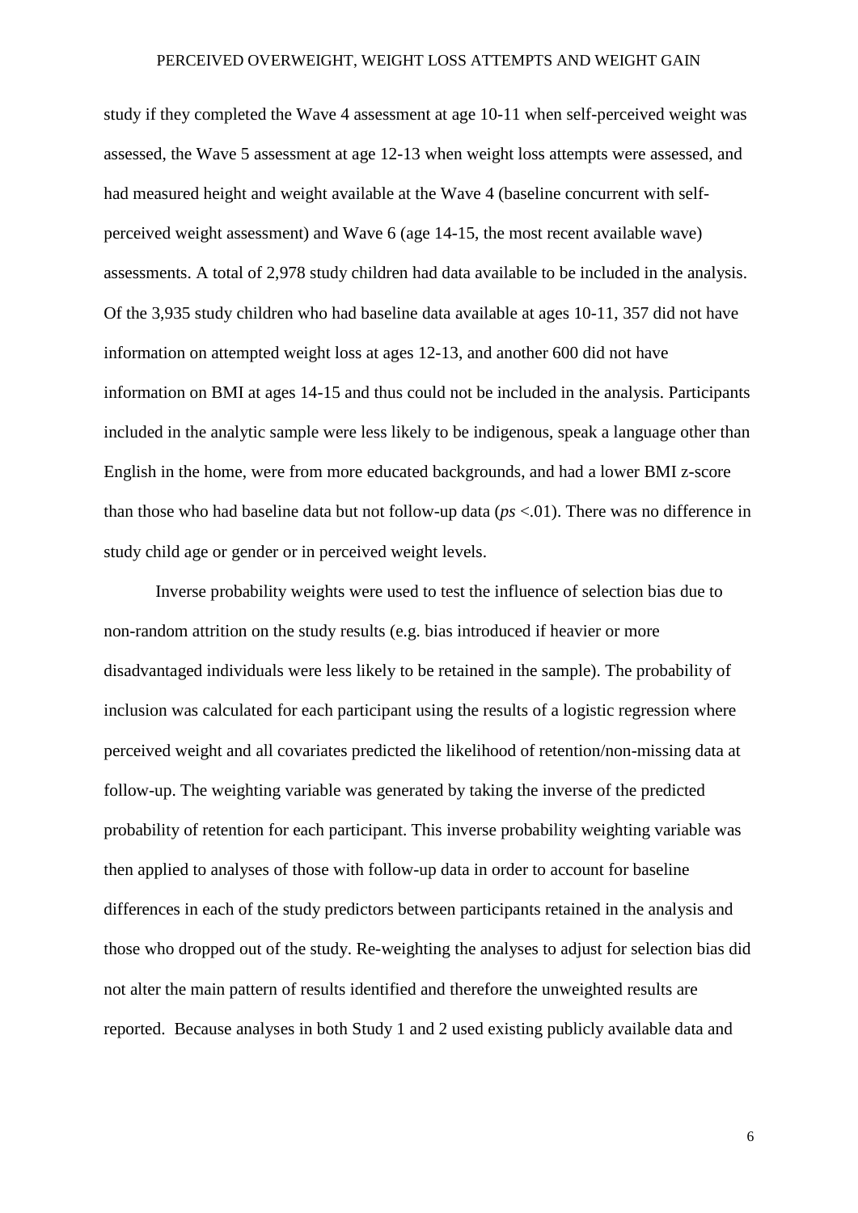study if they completed the Wave 4 assessment at age 10-11 when self-perceived weight was assessed, the Wave 5 assessment at age 12-13 when weight loss attempts were assessed, and had measured height and weight available at the Wave 4 (baseline concurrent with self-perceived weight assessment) and Wave 6 (age 14-15, the most recent available wave) assessments. A total of 2,978 study children had data available to be included in the analysis. Of the 3,935 study children who had baseline data available at ages 10-11, 357 did not have information on attempted weight loss at ages 12-13, and another 600 did not have information on BMI at ages 14-15 and thus could not be included in the analysis. Participants included in the analytic sample were less likely to be indigenous, speak a language other than English in the home, were from more educated backgrounds, and had a lower BMI z-score than those who had baseline data but not follow-up data (*ps* <.01). There was no difference in study child age or gender or in perceived weight levels.

Inverse probability weights were used to test the influence of selection bias due to non-random attrition on the study results (e.g. bias introduced if heavier or more disadvantaged individuals were less likely to be retained in the sample). The probability of inclusion was calculated for each participant using the results of a logistic regression where perceived weight and all covariates predicted the likelihood of retention/non-missing data at follow-up. The weighting variable was generated by taking the inverse of the predicted probability of retention for each participant. This inverse probability weighting variable was then applied to analyses of those with follow-up data in order to account for baseline differences in each of the study predictors between participants retained in the analysis and those who dropped out of the study. Re-weighting the analyses to adjust for selection bias did not alter the main pattern of results identified and therefore the unweighted results are reported. Because analyses in both Study 1 and 2 used existing publicly available data and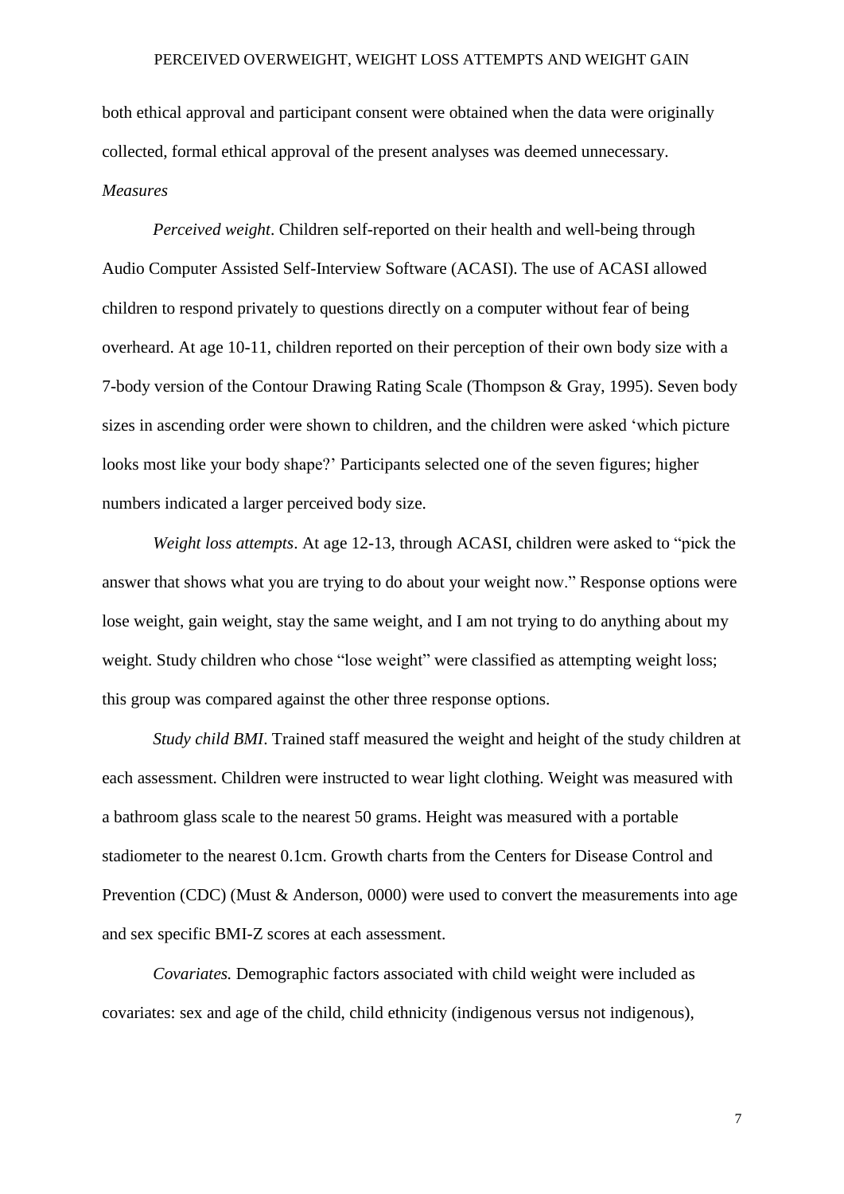both ethical approval and participant consent were obtained when the data were originally collected, formal ethical approval of the present analyses was deemed unnecessary.

*Measures*

*Perceived weight*. Children self-reported on their health and well-being through Audio Computer Assisted Self-Interview Software (ACASI). The use of ACASI allowed children to respond privately to questions directly on a computer without fear of being overheard. At age 10-11, children reported on their perception of their own body size with a 7-body version of the Contour Drawing Rating Scale (Thompson & Gray, 1995). Seven body sizes in ascending order were shown to children, and the children were asked 'which picture looks most like your body shape?' Participants selected one of the seven figures; higher numbers indicated a larger perceived body size.

*Weight loss attempts*. At age 12-13, through ACASI, children were asked to "pick the answer that shows what you are trying to do about your weight now." Response options were lose weight, gain weight, stay the same weight, and I am not trying to do anything about my weight. Study children who chose "lose weight" were classified as attempting weight loss; this group was compared against the other three response options.

*Study child BMI*. Trained staff measured the weight and height of the study children at each assessment. Children were instructed to wear light clothing. Weight was measured with a bathroom glass scale to the nearest 50 grams. Height was measured with a portable stadiometer to the nearest 0.1cm. Growth charts from the Centers for Disease Control and Prevention (CDC) (Must & Anderson, 0000) were used to convert the measurements into age and sex specific BMI-Z scores at each assessment.

*Covariates.* Demographic factors associated with child weight were included as covariates: sex and age of the child, child ethnicity (indigenous versus not indigenous),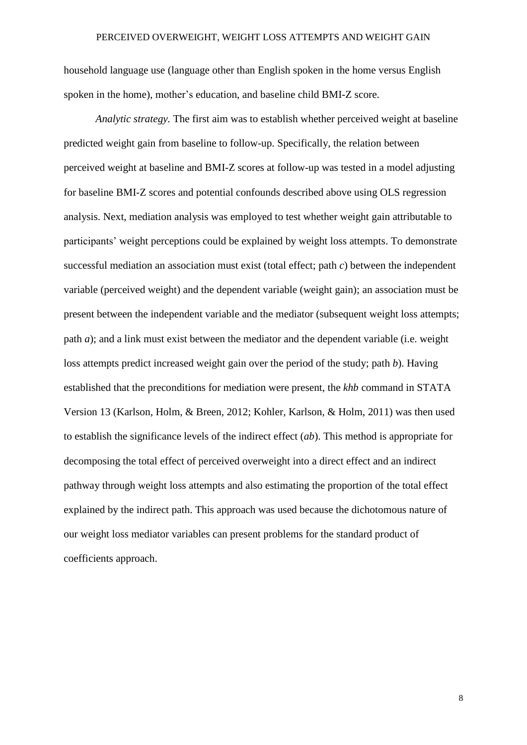household language use (language other than English spoken in the home versus English spoken in the home), mother's education, and baseline child BMI-Z score.

*Analytic strategy.* The first aim was to establish whether perceived weight at baseline predicted weight gain from baseline to follow-up. Specifically, the relation between perceived weight at baseline and BMI-Z scores at follow-up was tested in a model adjusting for baseline BMI-Z scores and potential confounds described above using OLS regression analysis. Next, mediation analysis was employed to test whether weight gain attributable to participants' weight perceptions could be explained by weight loss attempts. To demonstrate successful mediation an association must exist (total effect; path *c*) between the independent variable (perceived weight) and the dependent variable (weight gain); an association must be present between the independent variable and the mediator (subsequent weight loss attempts; path *a*); and a link must exist between the mediator and the dependent variable (i.e. weight loss attempts predict increased weight gain over the period of the study; path *b*). Having established that the preconditions for mediation were present, the *khb* command in STATA Version 13 (Karlson, Holm, & Breen, 2012; Kohler, Karlson, & Holm, 2011) was then used to establish the significance levels of the indirect effect (*ab*). This method is appropriate for decomposing the total effect of perceived overweight into a direct effect and an indirect pathway through weight loss attempts and also estimating the proportion of the total effect explained by the indirect path. This approach was used because the dichotomous nature of our weight loss mediator variables can present problems for the standard product of coefficients approach.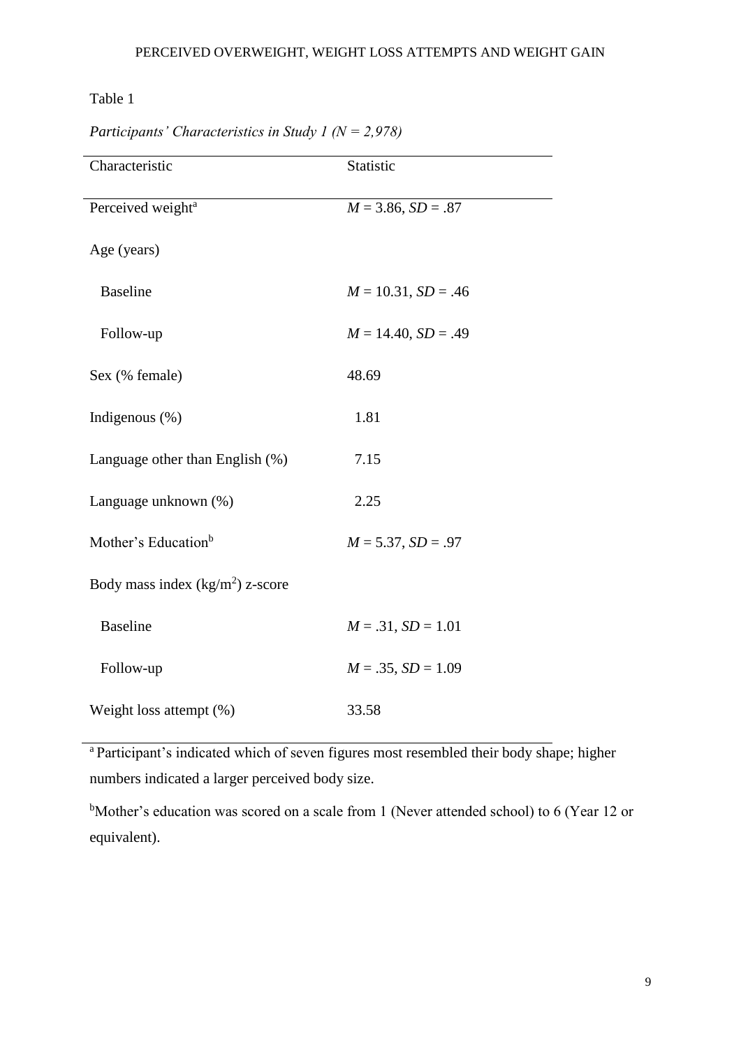Table 1

*Participants' Characteristics in Study 1 (N = 2,978)*

| Characteristic | Statistic |
|---|---|
| Perceived weight[a] | *M* = 3.86, *SD* = .87 |
| Age (years) | |
| Baseline | *M* = 10.31, *SD* = .46 |
| Follow-up | *M* = 14.40, *SD* = .49 |
| Sex (% female) | 48.69 |
| Indigenous (%) | 1.81 |
| Language other than English (%) | 7.15 |
| Language unknown (%) | 2.25 |
| Mother's Education[b] | *M* = 5.37, *SD* = .97 |
| Body mass index ($kg/m^2$) z-score | |
| Baseline | *M* = .31, *SD* = 1.01 |
| Follow-up | *M* = .35, *SD* = 1.09 |
| Weight loss attempt (%) | 33.58 |

[a] Participant's indicated which of seven figures most resembled their body shape; higher numbers indicated a larger perceived body size.

[b] Mother's education was scored on a scale from 1 (Never attended school) to 6 (Year 12 or equivalent).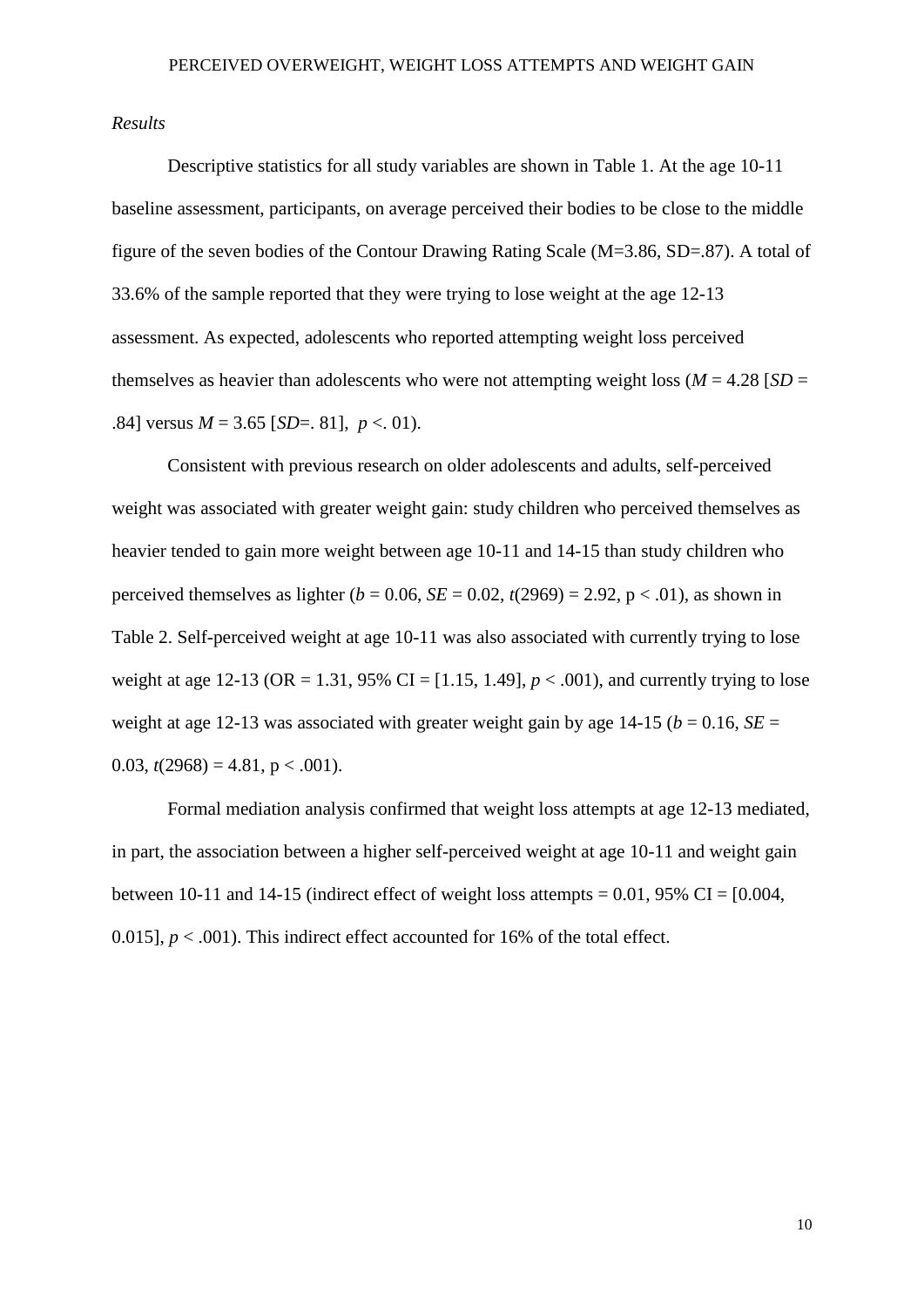*Results*

Descriptive statistics for all study variables are shown in Table 1. At the age 10-11 baseline assessment, participants, on average perceived their bodies to be close to the middle figure of the seven bodies of the Contour Drawing Rating Scale ($M$=3.86, $SD$=.87). A total of 33.6% of the sample reported that they were trying to lose weight at the age 12-13 assessment. As expected, adolescents who reported attempting weight loss perceived themselves as heavier than adolescents who were not attempting weight loss ($M$ = 4.28 [$SD$ = .84] versus $M$ = 3.65 [$SD$=. 81], $p$ <. 01).

Consistent with previous research on older adolescents and adults, self-perceived weight was associated with greater weight gain: study children who perceived themselves as heavier tended to gain more weight between age 10-11 and 14-15 than study children who perceived themselves as lighter ($b$ = 0.06, $SE$ = 0.02, $t(2969)$ = 2.92, $p < .01$), as shown in Table 2. Self-perceived weight at age 10-11 was also associated with currently trying to lose weight at age 12-13 (OR = 1.31, 95% CI = [1.15, 1.49], $p < .001$), and currently trying to lose weight at age 12-13 was associated with greater weight gain by age 14-15 ($b$ = 0.16, $SE$ = 0.03, $t(2968)$ = 4.81, $p < .001$).

Formal mediation analysis confirmed that weight loss attempts at age 12-13 mediated, in part, the association between a higher self-perceived weight at age 10-11 and weight gain between 10-11 and 14-15 (indirect effect of weight loss attempts = 0.01, 95% CI = [0.004, 0.015], $p < .001$). This indirect effect accounted for 16% of the total effect.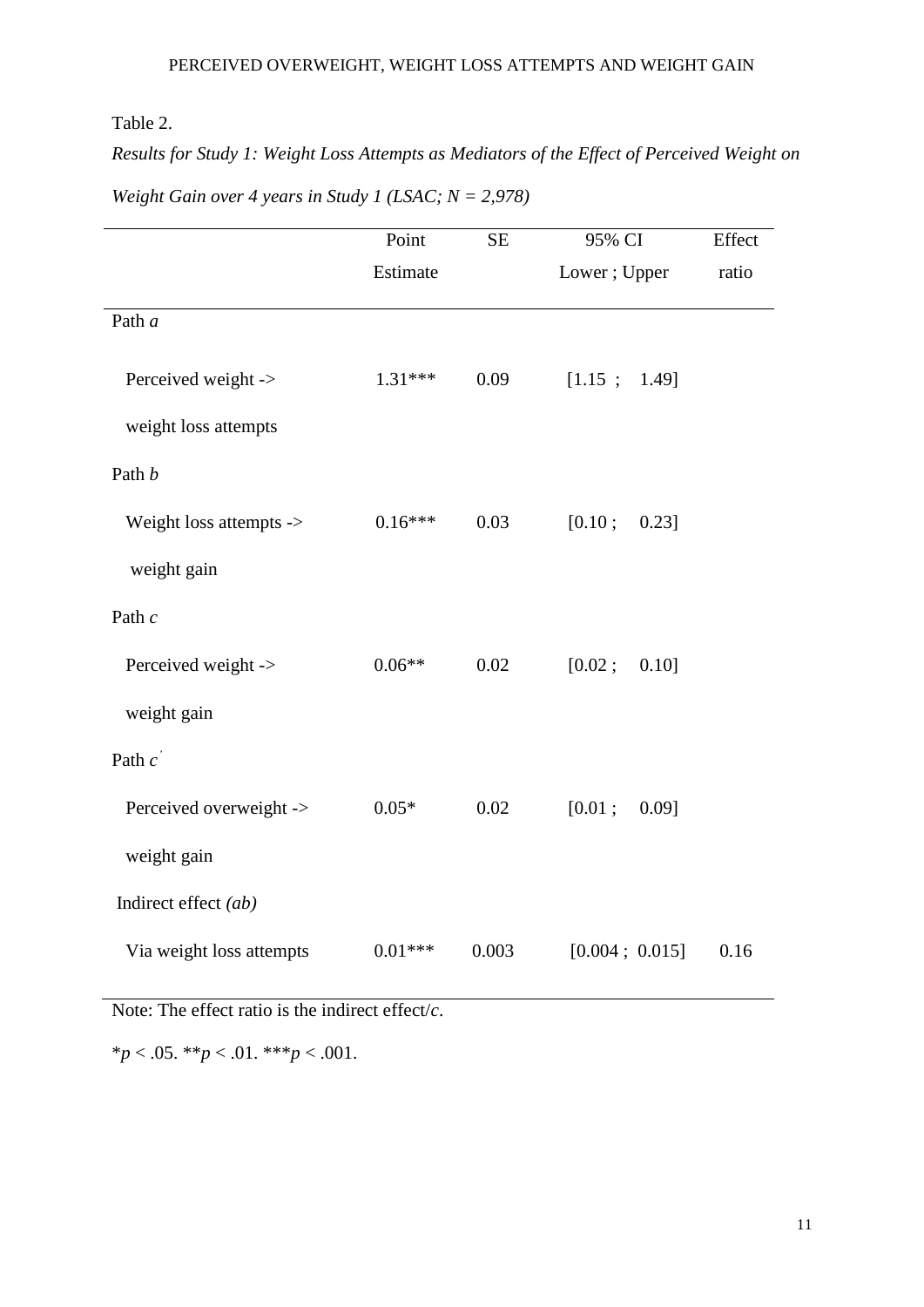Table 2.

*Results for Study 1: Weight Loss Attempts as Mediators of the Effect of Perceived Weight on Weight Gain over 4 years in Study 1 (LSAC; N = 2,978)*

| | Point Estimate | SE | 95% CI Lower ; Upper | Effect ratio |
|---|---|---|---|---|
| Path *a* | | | | |
| Perceived weight -> weight loss attempts | 1.31*** | 0.09 | [1.15 ; 1.49] | |
| Path *b* | | | | |
| Weight loss attempts -> weight gain | 0.16*** | 0.03 | [0.10 ; 0.23] | |
| Path *c* | | | | |
| Perceived weight -> weight gain | 0.06** | 0.02 | [0.02 ; 0.10] | |
| Path $c'$ | | | | |
| Perceived overweight -> weight gain | 0.05* | 0.02 | [0.01 ; 0.09] | |
| Indirect effect *(ab)* | | | | |
| Via weight loss attempts | 0.01*** | 0.003 | [0.004 ; 0.015] | 0.16 |

Note: The effect ratio is the indirect effect/*c*.

*$p < .05$. **$p < .01$. ***$p < .001$.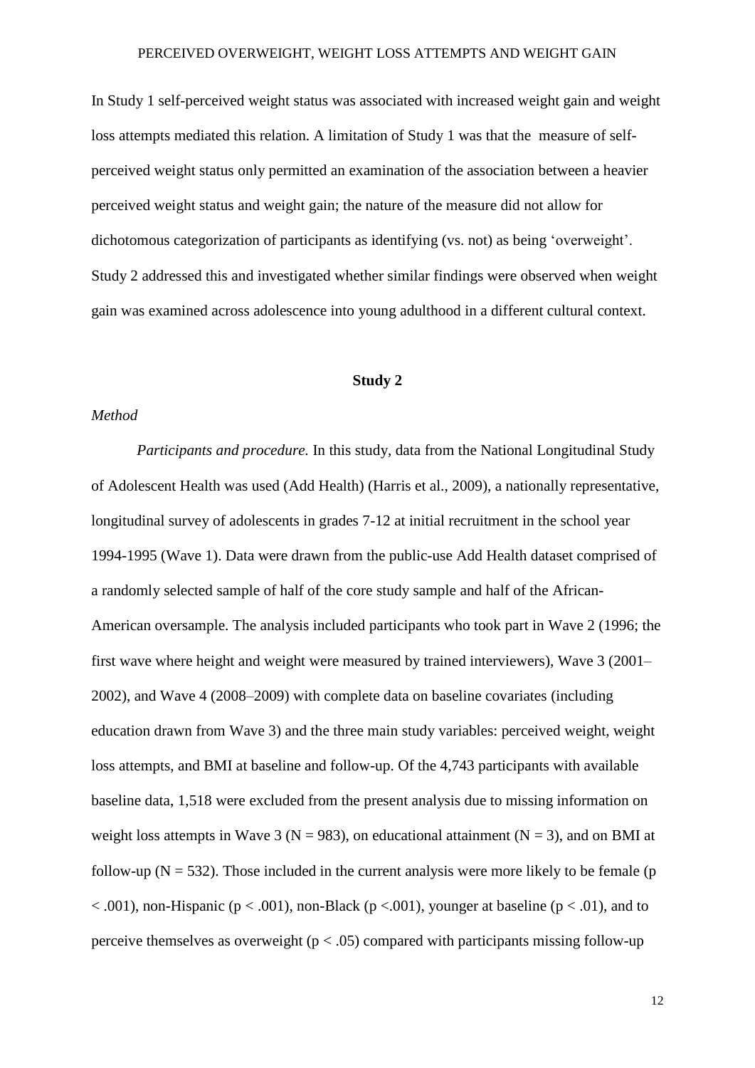In Study 1 self-perceived weight status was associated with increased weight gain and weight loss attempts mediated this relation. A limitation of Study 1 was that the measure of self-perceived weight status only permitted an examination of the association between a heavier perceived weight status and weight gain; the nature of the measure did not allow for dichotomous categorization of participants as identifying (vs. not) as being 'overweight'. Study 2 addressed this and investigated whether similar findings were observed when weight gain was examined across adolescence into young adulthood in a different cultural context.

## Study 2

### *Method*

*Participants and procedure.* In this study, data from the National Longitudinal Study of Adolescent Health was used (Add Health) (Harris et al., 2009), a nationally representative, longitudinal survey of adolescents in grades 7-12 at initial recruitment in the school year 1994-1995 (Wave 1). Data were drawn from the public-use Add Health dataset comprised of a randomly selected sample of half of the core study sample and half of the African-American oversample. The analysis included participants who took part in Wave 2 (1996; the first wave where height and weight were measured by trained interviewers), Wave 3 (2001–2002), and Wave 4 (2008–2009) with complete data on baseline covariates (including education drawn from Wave 3) and the three main study variables: perceived weight, weight loss attempts, and BMI at baseline and follow-up. Of the 4,743 participants with available baseline data, 1,518 were excluded from the present analysis due to missing information on weight loss attempts in Wave 3 ($N = 983$), on educational attainment ($N = 3$), and on BMI at follow-up ($N = 532$). Those included in the current analysis were more likely to be female ($p < .001$), non-Hispanic ($p < .001$), non-Black ($p < .001$), younger at baseline ($p < .01$), and to perceive themselves as overweight ($p < .05$) compared with participants missing follow-up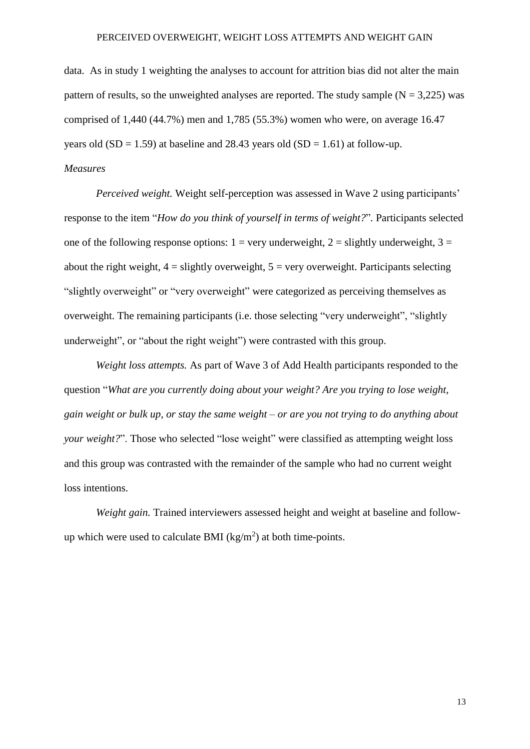data. As in study 1 weighting the analyses to account for attrition bias did not alter the main pattern of results, so the unweighted analyses are reported. The study sample ($N = 3,225$) was comprised of 1,440 (44.7%) men and 1,785 (55.3%) women who were, on average 16.47 years old ($SD = 1.59$) at baseline and 28.43 years old ($SD = 1.61$) at follow-up.

*Measures*

*Perceived weight.* Weight self-perception was assessed in Wave 2 using participants' response to the item "*How do you think of yourself in terms of weight?*". Participants selected one of the following response options: 1 = very underweight, 2 = slightly underweight, 3 = about the right weight, 4 = slightly overweight, 5 = very overweight. Participants selecting "slightly overweight" or "very overweight" were categorized as perceiving themselves as overweight. The remaining participants (i.e. those selecting "very underweight", "slightly underweight", or "about the right weight") were contrasted with this group.

*Weight loss attempts.* As part of Wave 3 of Add Health participants responded to the question "*What are you currently doing about your weight? Are you trying to lose weight, gain weight or bulk up, or stay the same weight – or are you not trying to do anything about your weight?*". Those who selected "lose weight" were classified as attempting weight loss and this group was contrasted with the remainder of the sample who had no current weight loss intentions.

*Weight gain.* Trained interviewers assessed height and weight at baseline and follow-up which were used to calculate BMI ($kg/m^2$) at both time-points.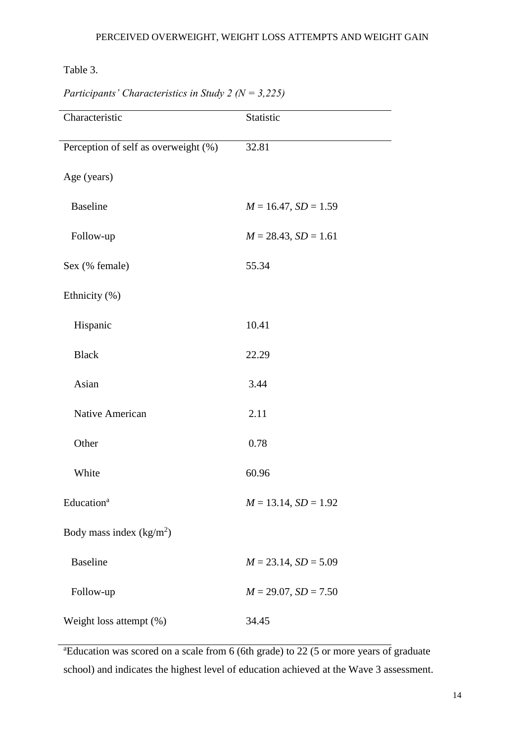Table 3.

*Participants' Characteristics in Study 2 (N = 3,225)*

| Characteristic | Statistic |
|---|---|
| Perception of self as overweight (%) | 32.81 |
| Age (years) | |
| Baseline | *M* = 16.47, *SD* = 1.59 |
| Follow-up | *M* = 28.43, *SD* = 1.61 |
| Sex (% female) | 55.34 |
| Ethnicity (%) | |
| Hispanic | 10.41 |
| Black | 22.29 |
| Asian | 3.44 |
| Native American | 2.11 |
| Other | 0.78 |
| White | 60.96 |
| Education[a] | *M* = 13.14, *SD* = 1.92 |
| Body mass index (kg/m$^2$) | |
| Baseline | *M* = 23.14, *SD* = 5.09 |
| Follow-up | *M* = 29.07, *SD* = 7.50 |
| Weight loss attempt (%) | 34.45 |

[a]Education was scored on a scale from 6 (6th grade) to 22 (5 or more years of graduate school) and indicates the highest level of education achieved at the Wave 3 assessment.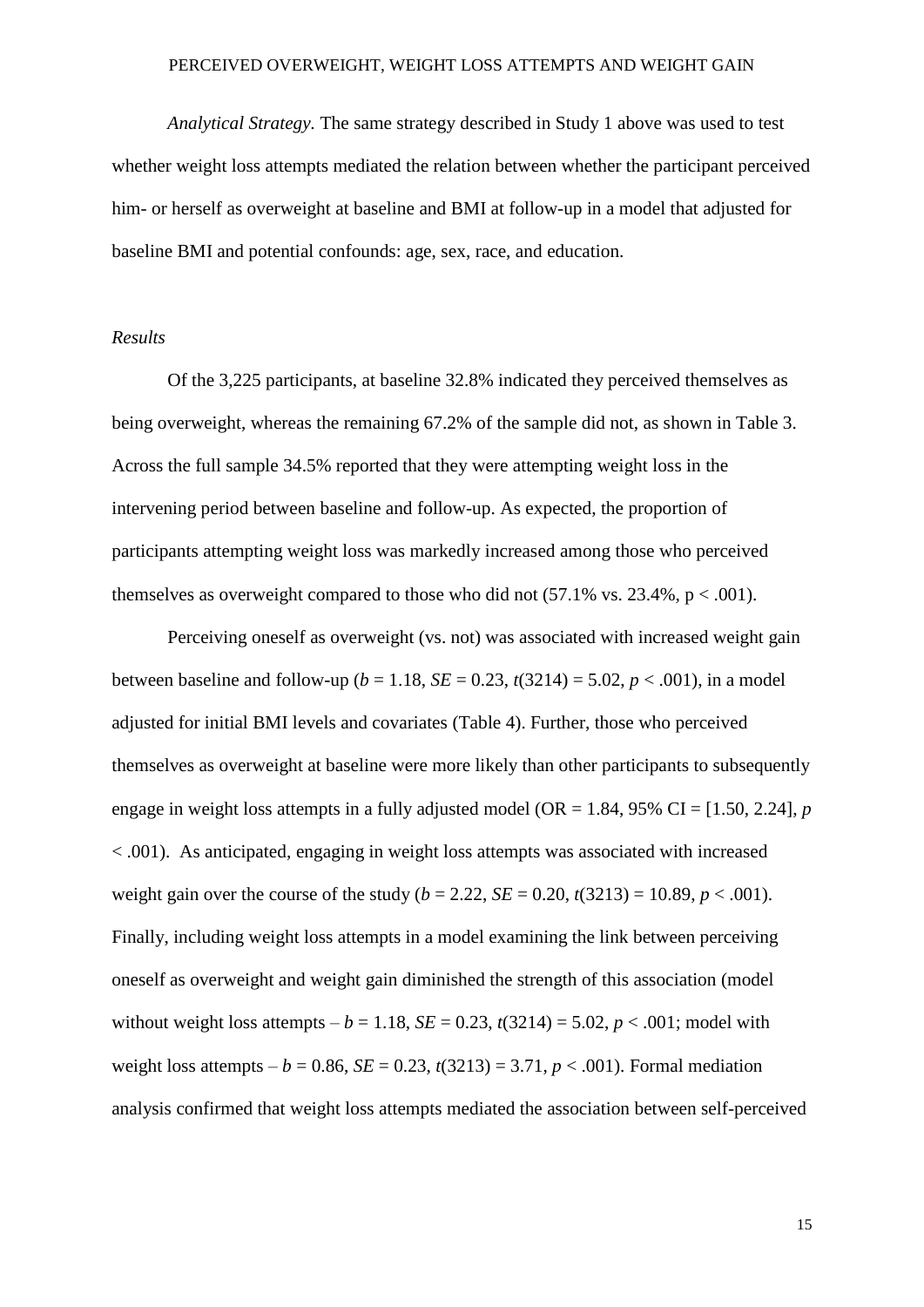*Analytical Strategy.* The same strategy described in Study 1 above was used to test whether weight loss attempts mediated the relation between whether the participant perceived him- or herself as overweight at baseline and BMI at follow-up in a model that adjusted for baseline BMI and potential confounds: age, sex, race, and education.

*Results*

Of the 3,225 participants, at baseline 32.8% indicated they perceived themselves as being overweight, whereas the remaining 67.2% of the sample did not, as shown in Table 3. Across the full sample 34.5% reported that they were attempting weight loss in the intervening period between baseline and follow-up. As expected, the proportion of participants attempting weight loss was markedly increased among those who perceived themselves as overweight compared to those who did not (57.1% vs. 23.4%, $p < .001$).

Perceiving oneself as overweight (vs. not) was associated with increased weight gain between baseline and follow-up ($b = 1.18$, $SE = 0.23$, $t(3214) = 5.02$, $p < .001$), in a model adjusted for initial BMI levels and covariates (Table 4). Further, those who perceived themselves as overweight at baseline were more likely than other participants to subsequently engage in weight loss attempts in a fully adjusted model (OR = 1.84, 95% CI = [1.50, 2.24], $p < .001$). As anticipated, engaging in weight loss attempts was associated with increased weight gain over the course of the study ($b = 2.22$, $SE = 0.20$, $t(3213) = 10.89$, $p < .001$). Finally, including weight loss attempts in a model examining the link between perceiving oneself as overweight and weight gain diminished the strength of this association (model without weight loss attempts – $b = 1.18$, $SE = 0.23$, $t(3214) = 5.02$, $p < .001$; model with weight loss attempts – $b = 0.86$, $SE = 0.23$, $t(3213) = 3.71$, $p < .001$). Formal mediation analysis confirmed that weight loss attempts mediated the association between self-perceived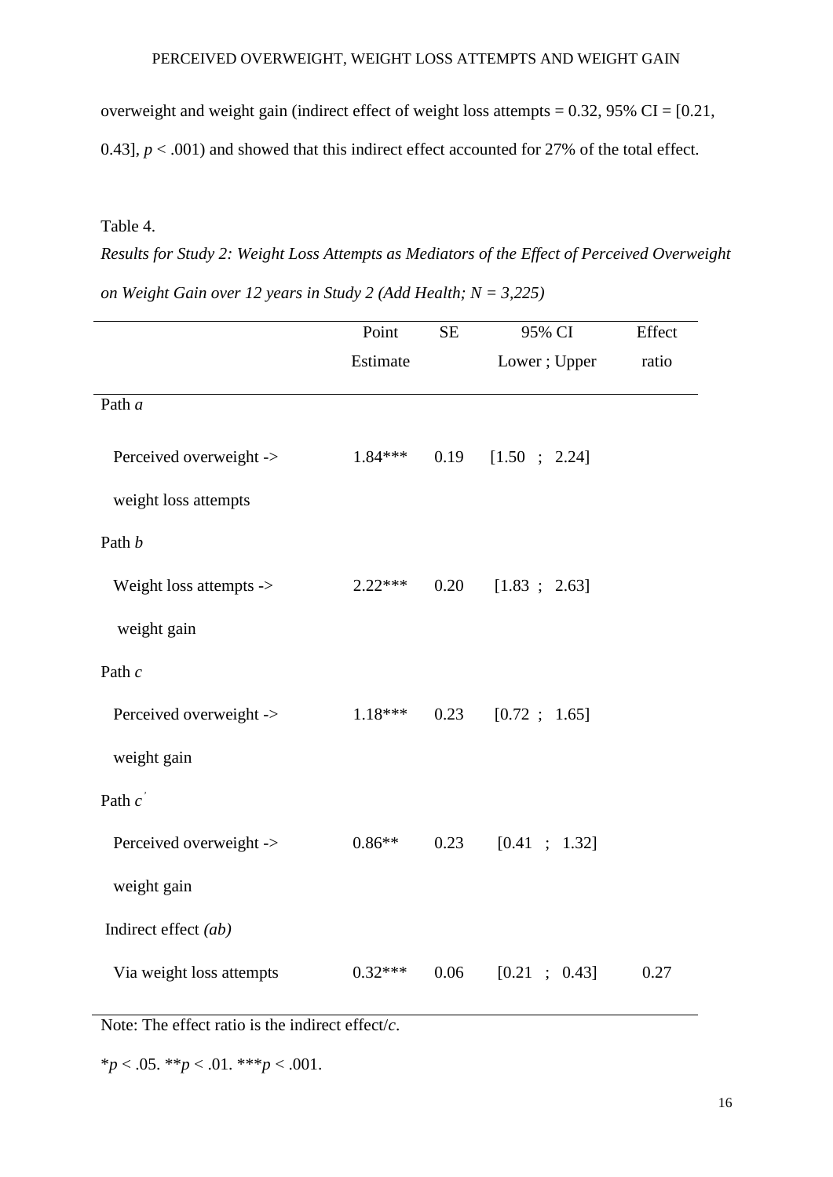overweight and weight gain (indirect effect of weight loss attempts = 0.32, 95% CI = [0.21, 0.43], $p < .001$) and showed that this indirect effect accounted for 27% of the total effect.

Table 4.

*Results for Study 2: Weight Loss Attempts as Mediators of the Effect of Perceived Overweight on Weight Gain over 12 years in Study 2 (Add Health; N = 3,225)*

| | Point Estimate | SE | 95% CI Lower ; Upper | Effect ratio |
|---|---|---|---|---|
| Path *a* | | | | |
| Perceived overweight -> weight loss attempts | 1.84*** | 0.19 | [1.50 ; 2.24] | |
| Path *b* | | | | |
| Weight loss attempts -> weight gain | 2.22*** | 0.20 | [1.83 ; 2.63] | |
| Path *c* | | | | |
| Perceived overweight -> weight gain | 1.18*** | 0.23 | [0.72 ; 1.65] | |
| Path $c'$ | | | | |
| Perceived overweight -> weight gain | 0.86** | 0.23 | [0.41 ; 1.32] | |
| Indirect effect *(ab)* | | | | |
| Via weight loss attempts | 0.32*** | 0.06 | [0.21 ; 0.43] | 0.27 |

Note: The effect ratio is the indirect effect/*c*.

*$p < .05$. **$p < .01$. ***$p < .001$.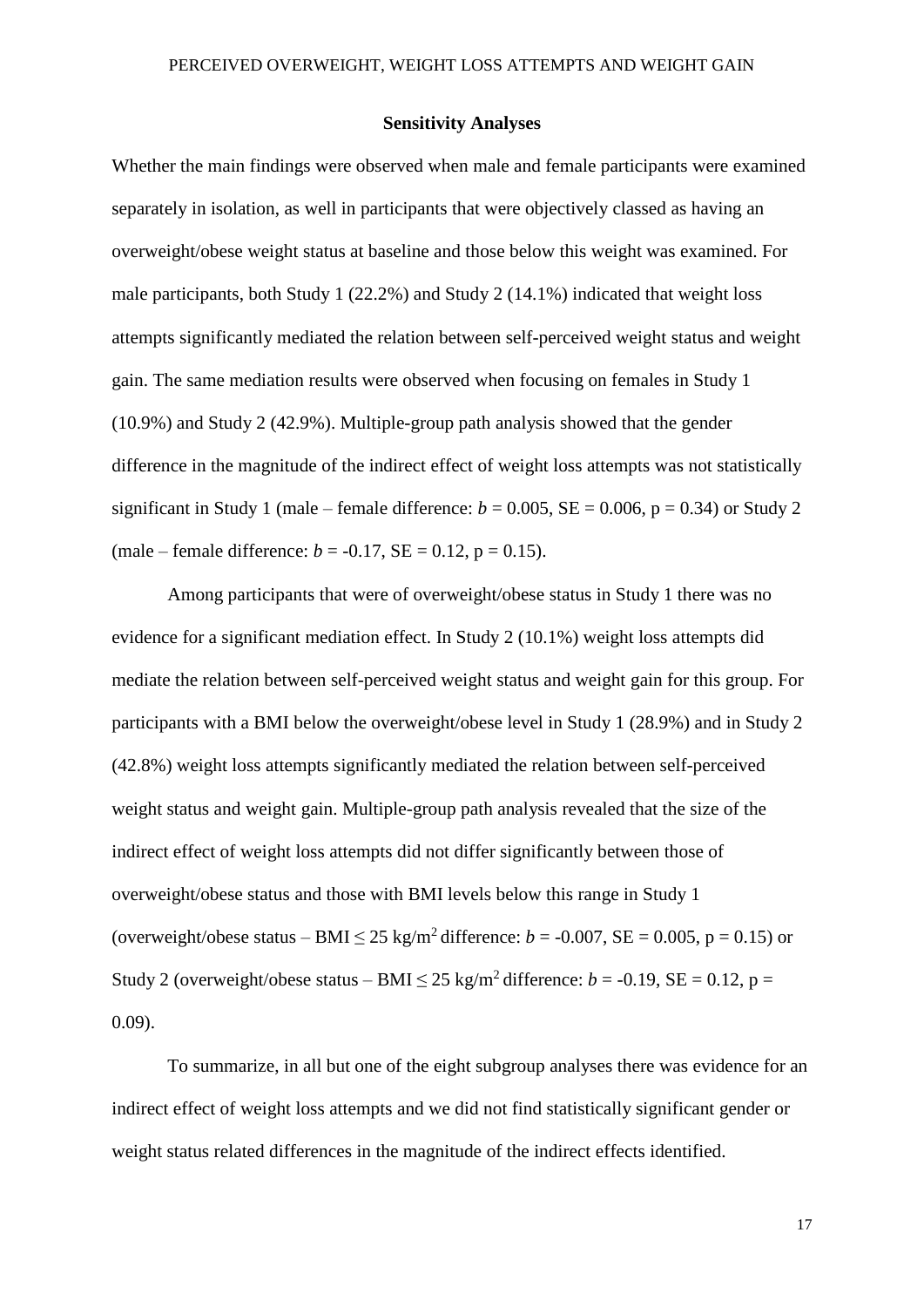## Sensitivity Analyses

Whether the main findings were observed when male and female participants were examined separately in isolation, as well in participants that were objectively classed as having an overweight/obese weight status at baseline and those below this weight was examined. For male participants, both Study 1 (22.2%) and Study 2 (14.1%) indicated that weight loss attempts significantly mediated the relation between self-perceived weight status and weight gain. The same mediation results were observed when focusing on females in Study 1 (10.9%) and Study 2 (42.9%). Multiple-group path analysis showed that the gender difference in the magnitude of the indirect effect of weight loss attempts was not statistically significant in Study 1 (male – female difference: $b = 0.005$, $SE = 0.006$, $p = 0.34$) or Study 2 (male – female difference: $b = -0.17$, $SE = 0.12$, $p = 0.15$).

Among participants that were of overweight/obese status in Study 1 there was no evidence for a significant mediation effect. In Study 2 (10.1%) weight loss attempts did mediate the relation between self-perceived weight status and weight gain for this group. For participants with a BMI below the overweight/obese level in Study 1 (28.9%) and in Study 2 (42.8%) weight loss attempts significantly mediated the relation between self-perceived weight status and weight gain. Multiple-group path analysis revealed that the size of the indirect effect of weight loss attempts did not differ significantly between those of overweight/obese status and those with BMI levels below this range in Study 1 (overweight/obese status – BMI $\leq 25$ kg/m$^2$ difference: $b = -0.007$, $SE = 0.005$, $p = 0.15$) or Study 2 (overweight/obese status – BMI $\leq 25$ kg/m$^2$ difference: $b = -0.19$, $SE = 0.12$, $p = 0.09$).

To summarize, in all but one of the eight subgroup analyses there was evidence for an indirect effect of weight loss attempts and we did not find statistically significant gender or weight status related differences in the magnitude of the indirect effects identified.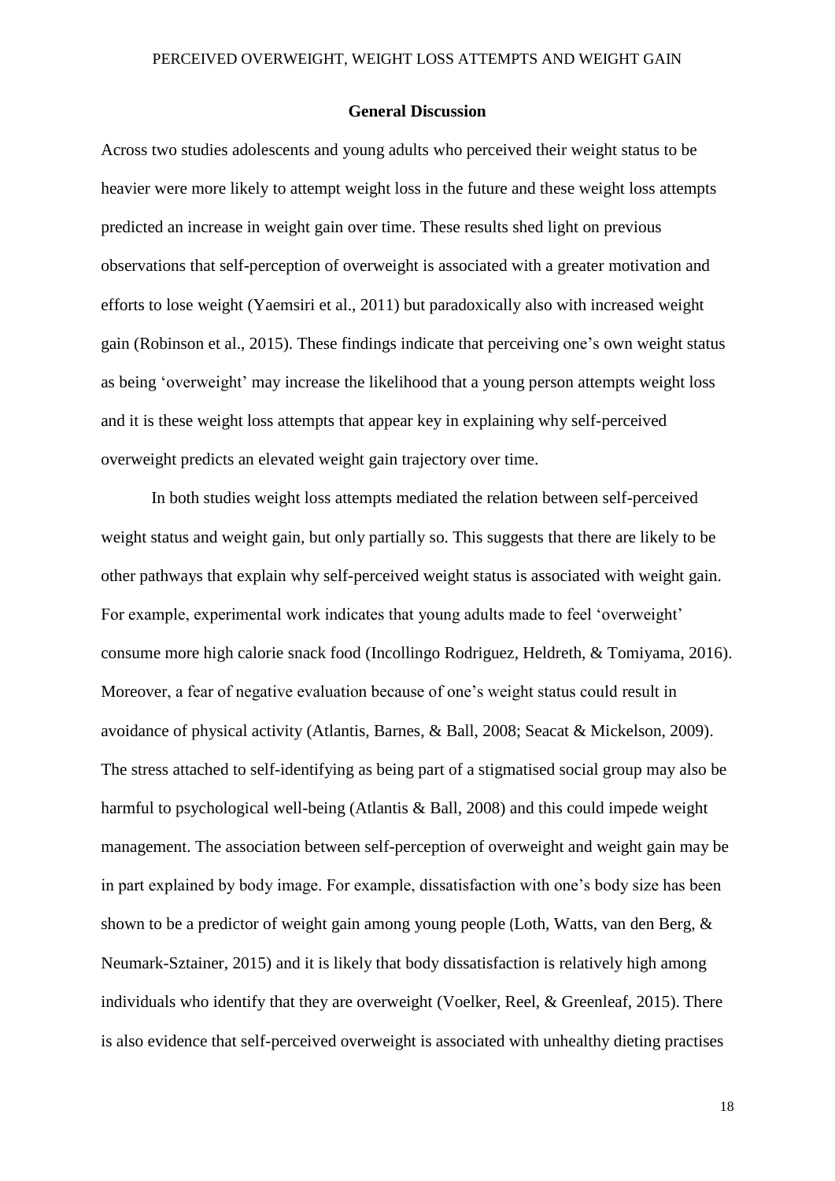## General Discussion

Across two studies adolescents and young adults who perceived their weight status to be heavier were more likely to attempt weight loss in the future and these weight loss attempts predicted an increase in weight gain over time. These results shed light on previous observations that self-perception of overweight is associated with a greater motivation and efforts to lose weight (Yaemsiri et al., 2011) but paradoxically also with increased weight gain (Robinson et al., 2015). These findings indicate that perceiving one's own weight status as being 'overweight' may increase the likelihood that a young person attempts weight loss and it is these weight loss attempts that appear key in explaining why self-perceived overweight predicts an elevated weight gain trajectory over time.

In both studies weight loss attempts mediated the relation between self-perceived weight status and weight gain, but only partially so. This suggests that there are likely to be other pathways that explain why self-perceived weight status is associated with weight gain. For example, experimental work indicates that young adults made to feel 'overweight' consume more high calorie snack food (Incollingo Rodriguez, Heldreth, & Tomiyama, 2016). Moreover, a fear of negative evaluation because of one's weight status could result in avoidance of physical activity (Atlantis, Barnes, & Ball, 2008; Seacat & Mickelson, 2009). The stress attached to self-identifying as being part of a stigmatised social group may also be harmful to psychological well-being (Atlantis & Ball, 2008) and this could impede weight management. The association between self-perception of overweight and weight gain may be in part explained by body image. For example, dissatisfaction with one's body size has been shown to be a predictor of weight gain among young people (Loth, Watts, van den Berg, & Neumark-Sztainer, 2015) and it is likely that body dissatisfaction is relatively high among individuals who identify that they are overweight (Voelker, Reel, & Greenleaf, 2015). There is also evidence that self-perceived overweight is associated with unhealthy dieting practises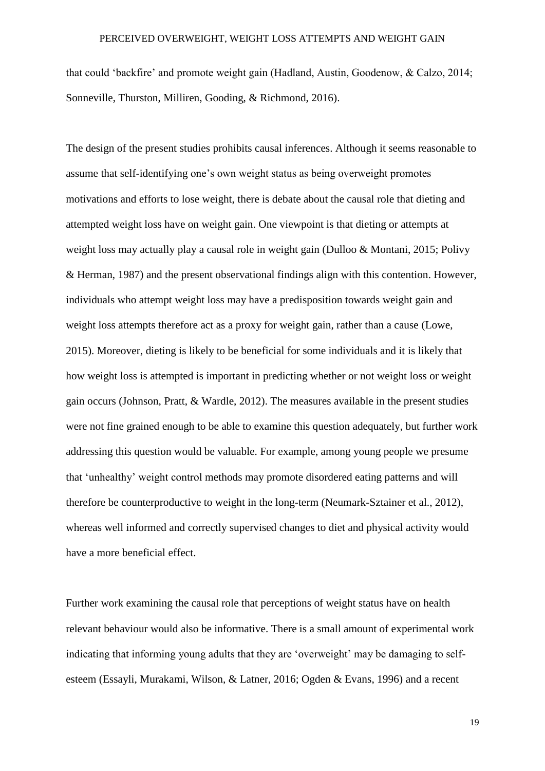that could 'backfire' and promote weight gain (Hadland, Austin, Goodenow, & Calzo, 2014; Sonneville, Thurston, Milliren, Gooding, & Richmond, 2016).

The design of the present studies prohibits causal inferences. Although it seems reasonable to assume that self-identifying one's own weight status as being overweight promotes motivations and efforts to lose weight, there is debate about the causal role that dieting and attempted weight loss have on weight gain. One viewpoint is that dieting or attempts at weight loss may actually play a causal role in weight gain (Dulloo & Montani, 2015; Polivy & Herman, 1987) and the present observational findings align with this contention. However, individuals who attempt weight loss may have a predisposition towards weight gain and weight loss attempts therefore act as a proxy for weight gain, rather than a cause (Lowe, 2015). Moreover, dieting is likely to be beneficial for some individuals and it is likely that how weight loss is attempted is important in predicting whether or not weight loss or weight gain occurs (Johnson, Pratt, & Wardle, 2012). The measures available in the present studies were not fine grained enough to be able to examine this question adequately, but further work addressing this question would be valuable. For example, among young people we presume that 'unhealthy' weight control methods may promote disordered eating patterns and will therefore be counterproductive to weight in the long-term (Neumark-Sztainer et al., 2012), whereas well informed and correctly supervised changes to diet and physical activity would have a more beneficial effect.

Further work examining the causal role that perceptions of weight status have on health relevant behaviour would also be informative. There is a small amount of experimental work indicating that informing young adults that they are 'overweight' may be damaging to self-esteem (Essayli, Murakami, Wilson, & Latner, 2016; Ogden & Evans, 1996) and a recent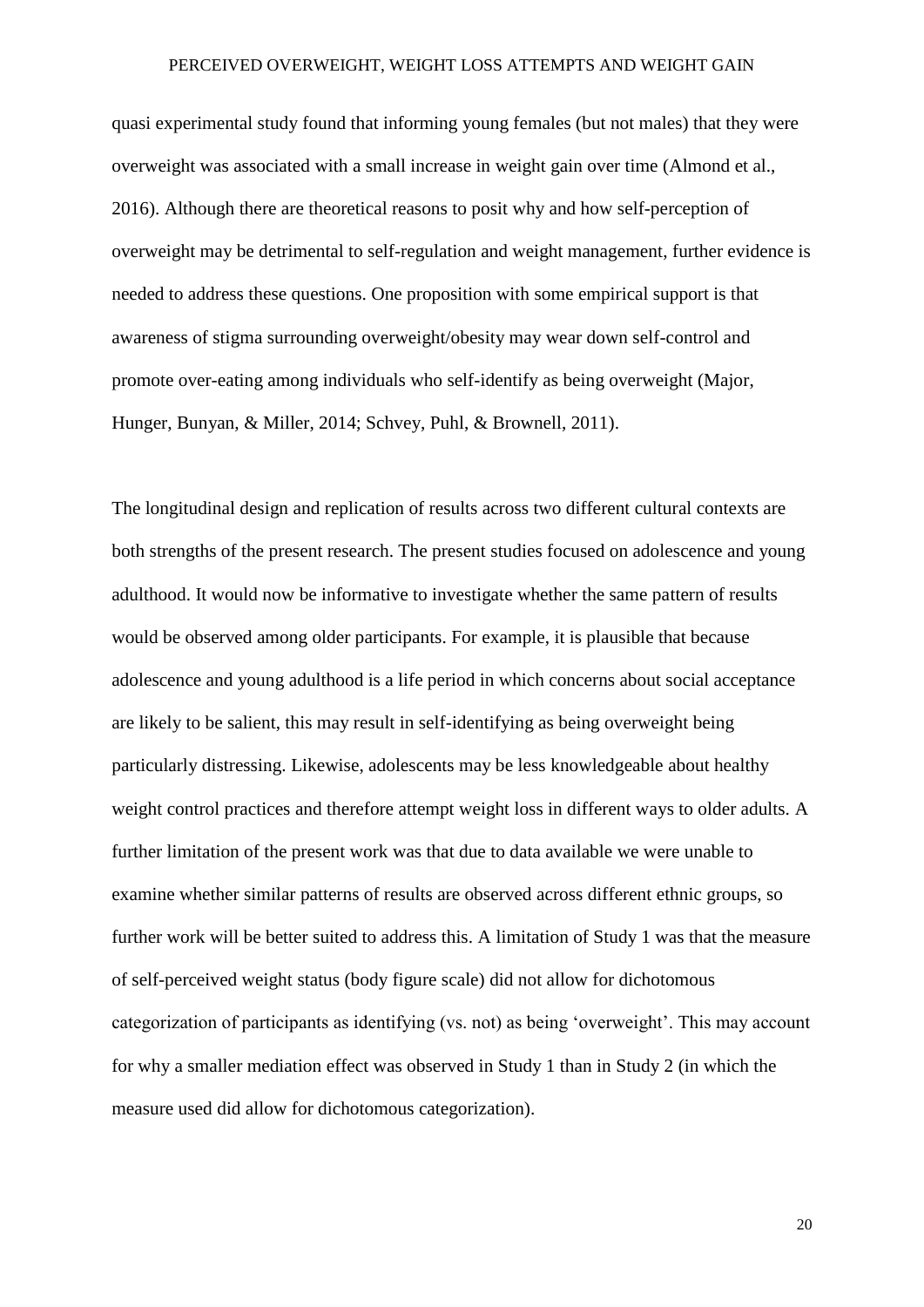quasi experimental study found that informing young females (but not males) that they were overweight was associated with a small increase in weight gain over time (Almond et al., 2016). Although there are theoretical reasons to posit why and how self-perception of overweight may be detrimental to self-regulation and weight management, further evidence is needed to address these questions. One proposition with some empirical support is that awareness of stigma surrounding overweight/obesity may wear down self-control and promote over-eating among individuals who self-identify as being overweight (Major, Hunger, Bunyan, & Miller, 2014; Schvey, Puhl, & Brownell, 2011).

The longitudinal design and replication of results across two different cultural contexts are both strengths of the present research. The present studies focused on adolescence and young adulthood. It would now be informative to investigate whether the same pattern of results would be observed among older participants. For example, it is plausible that because adolescence and young adulthood is a life period in which concerns about social acceptance are likely to be salient, this may result in self-identifying as being overweight being particularly distressing. Likewise, adolescents may be less knowledgeable about healthy weight control practices and therefore attempt weight loss in different ways to older adults. A further limitation of the present work was that due to data available we were unable to examine whether similar patterns of results are observed across different ethnic groups, so further work will be better suited to address this. A limitation of Study 1 was that the measure of self-perceived weight status (body figure scale) did not allow for dichotomous categorization of participants as identifying (vs. not) as being 'overweight'. This may account for why a smaller mediation effect was observed in Study 1 than in Study 2 (in which the measure used did allow for dichotomous categorization).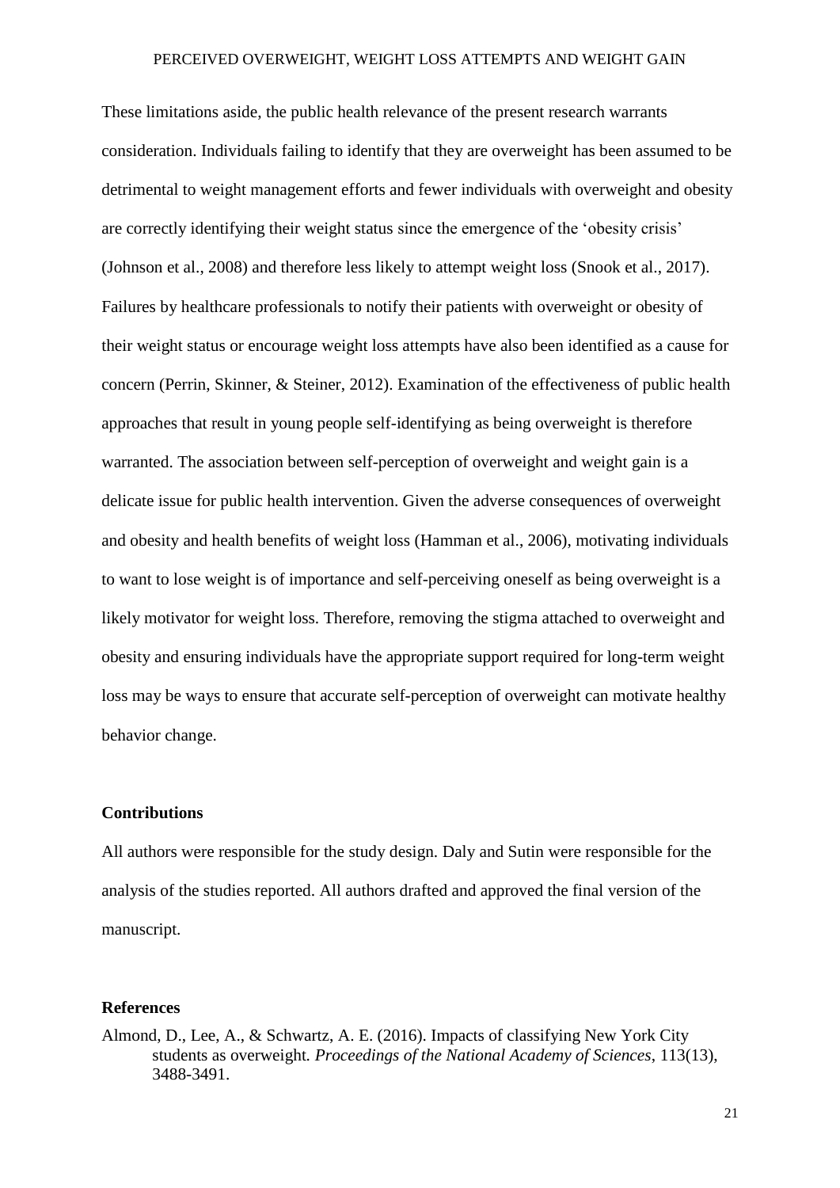These limitations aside, the public health relevance of the present research warrants consideration. Individuals failing to identify that they are overweight has been assumed to be detrimental to weight management efforts and fewer individuals with overweight and obesity are correctly identifying their weight status since the emergence of the 'obesity crisis' (Johnson et al., 2008) and therefore less likely to attempt weight loss (Snook et al., 2017). Failures by healthcare professionals to notify their patients with overweight or obesity of their weight status or encourage weight loss attempts have also been identified as a cause for concern (Perrin, Skinner, & Steiner, 2012). Examination of the effectiveness of public health approaches that result in young people self-identifying as being overweight is therefore warranted. The association between self-perception of overweight and weight gain is a delicate issue for public health intervention. Given the adverse consequences of overweight and obesity and health benefits of weight loss (Hamman et al., 2006), motivating individuals to want to lose weight is of importance and self-perceiving oneself as being overweight is a likely motivator for weight loss. Therefore, removing the stigma attached to overweight and obesity and ensuring individuals have the appropriate support required for long-term weight loss may be ways to ensure that accurate self-perception of overweight can motivate healthy behavior change.

## Contributions

All authors were responsible for the study design. Daly and Sutin were responsible for the analysis of the studies reported. All authors drafted and approved the final version of the manuscript.

## References

Almond, D., Lee, A., & Schwartz, A. E. (2016). Impacts of classifying New York City students as overweight. *Proceedings of the National Academy of Sciences*, 113(13), 3488-3491.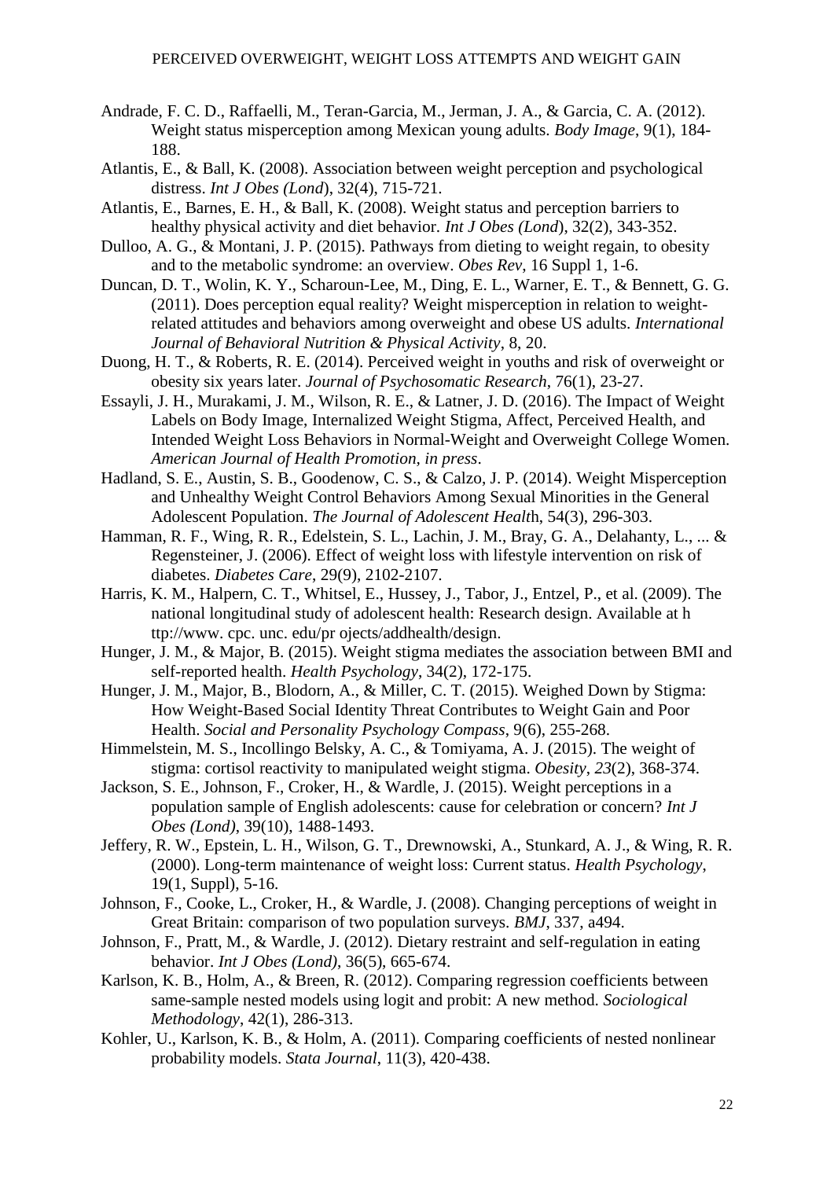Andrade, F. C. D., Raffaelli, M., Teran-Garcia, M., Jerman, J. A., & Garcia, C. A. (2012). Weight status misperception among Mexican young adults. *Body Image*, 9(1), 184-188.

Atlantis, E., & Ball, K. (2008). Association between weight perception and psychological distress. *Int J Obes (Lond*), 32(4), 715-721.

Atlantis, E., Barnes, E. H., & Ball, K. (2008). Weight status and perception barriers to healthy physical activity and diet behavior. *Int J Obes (Lond*), 32(2), 343-352.

Dulloo, A. G., & Montani, J. P. (2015). Pathways from dieting to weight regain, to obesity and to the metabolic syndrome: an overview. *Obes Rev*, 16 Suppl 1, 1-6.

Duncan, D. T., Wolin, K. Y., Scharoun-Lee, M., Ding, E. L., Warner, E. T., & Bennett, G. G. (2011). Does perception equal reality? Weight misperception in relation to weight-related attitudes and behaviors among overweight and obese US adults. *International Journal of Behavioral Nutrition & Physical Activity*, 8, 20.

Duong, H. T., & Roberts, R. E. (2014). Perceived weight in youths and risk of overweight or obesity six years later. *Journal of Psychosomatic Research*, 76(1), 23-27.

Essayli, J. H., Murakami, J. M., Wilson, R. E., & Latner, J. D. (2016). The Impact of Weight Labels on Body Image, Internalized Weight Stigma, Affect, Perceived Health, and Intended Weight Loss Behaviors in Normal-Weight and Overweight College Women. *American Journal of Health Promotion, in press*.

Hadland, S. E., Austin, S. B., Goodenow, C. S., & Calzo, J. P. (2014). Weight Misperception and Unhealthy Weight Control Behaviors Among Sexual Minorities in the General Adolescent Population. *The Journal of Adolescent Healt*h, 54(3), 296-303.

Hamman, R. F., Wing, R. R., Edelstein, S. L., Lachin, J. M., Bray, G. A., Delahanty, L., ... & Regensteiner, J. (2006). Effect of weight loss with lifestyle intervention on risk of diabetes. *Diabetes Care*, 29(9), 2102-2107.

Harris, K. M., Halpern, C. T., Whitsel, E., Hussey, J., Tabor, J., Entzel, P., et al. (2009). The national longitudinal study of adolescent health: Research design. Available at h ttp://www. cpc. unc. edu/pr ojects/addhealth/design.

Hunger, J. M., & Major, B. (2015). Weight stigma mediates the association between BMI and self-reported health. *Health Psychology*, 34(2), 172-175.

Hunger, J. M., Major, B., Blodorn, A., & Miller, C. T. (2015). Weighed Down by Stigma: How Weight-Based Social Identity Threat Contributes to Weight Gain and Poor Health. *Social and Personality Psychology Compass*, 9(6), 255-268.

Himmelstein, M. S., Incollingo Belsky, A. C., & Tomiyama, A. J. (2015). The weight of stigma: cortisol reactivity to manipulated weight stigma. *Obesity*, *23*(2), 368-374.

Jackson, S. E., Johnson, F., Croker, H., & Wardle, J. (2015). Weight perceptions in a population sample of English adolescents: cause for celebration or concern? *Int J Obes (Lond)*, 39(10), 1488-1493.

Jeffery, R. W., Epstein, L. H., Wilson, G. T., Drewnowski, A., Stunkard, A. J., & Wing, R. R. (2000). Long-term maintenance of weight loss: Current status. *Health Psychology*, 19(1, Suppl), 5-16.

Johnson, F., Cooke, L., Croker, H., & Wardle, J. (2008). Changing perceptions of weight in Great Britain: comparison of two population surveys. *BMJ*, 337, a494.

Johnson, F., Pratt, M., & Wardle, J. (2012). Dietary restraint and self-regulation in eating behavior. *Int J Obes (Lond)*, 36(5), 665-674.

Karlson, K. B., Holm, A., & Breen, R. (2012). Comparing regression coefficients between same-sample nested models using logit and probit: A new method. *Sociological Methodology*, 42(1), 286-313.

Kohler, U., Karlson, K. B., & Holm, A. (2011). Comparing coefficients of nested nonlinear probability models. *Stata Journal*, 11(3), 420-438.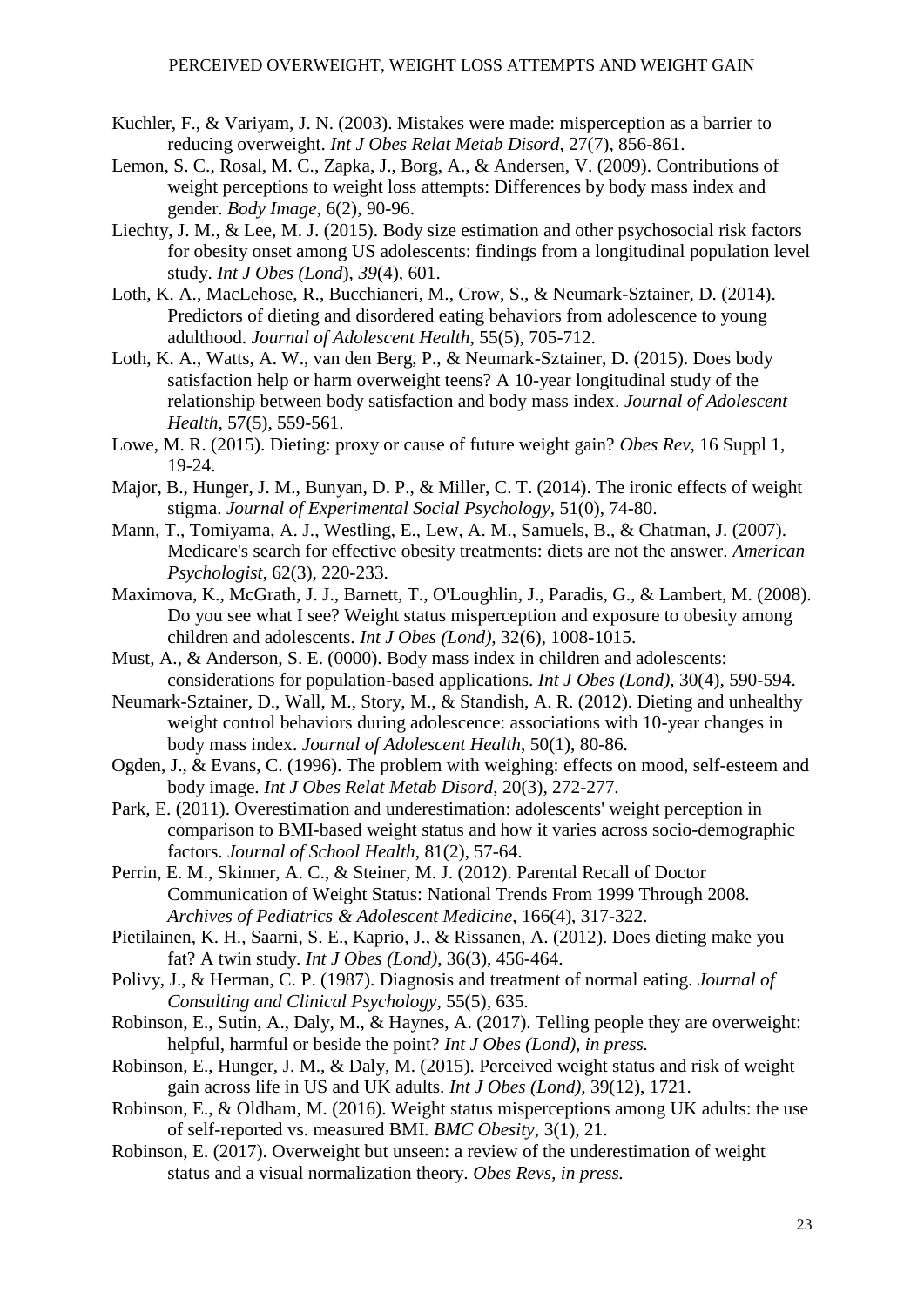Kuchler, F., & Variyam, J. N. (2003). Mistakes were made: misperception as a barrier to reducing overweight. *Int J Obes Relat Metab Disord*, 27(7), 856-861.

Lemon, S. C., Rosal, M. C., Zapka, J., Borg, A., & Andersen, V. (2009). Contributions of weight perceptions to weight loss attempts: Differences by body mass index and gender. *Body Image*, 6(2), 90-96.

Liechty, J. M., & Lee, M. J. (2015). Body size estimation and other psychosocial risk factors for obesity onset among US adolescents: findings from a longitudinal population level study. *Int J Obes (Lond*), *39*(4), 601.

Loth, K. A., MacLehose, R., Bucchianeri, M., Crow, S., & Neumark-Sztainer, D. (2014). Predictors of dieting and disordered eating behaviors from adolescence to young adulthood. *Journal of Adolescent Health*, 55(5), 705-712.

Loth, K. A., Watts, A. W., van den Berg, P., & Neumark-Sztainer, D. (2015). Does body satisfaction help or harm overweight teens? A 10-year longitudinal study of the relationship between body satisfaction and body mass index. *Journal of Adolescent Health*, 57(5), 559-561.

Lowe, M. R. (2015). Dieting: proxy or cause of future weight gain? *Obes Rev*, 16 Suppl 1, 19-24.

Major, B., Hunger, J. M., Bunyan, D. P., & Miller, C. T. (2014). The ironic effects of weight stigma. *Journal of Experimental Social Psychology*, 51(0), 74-80.

Mann, T., Tomiyama, A. J., Westling, E., Lew, A. M., Samuels, B., & Chatman, J. (2007). Medicare's search for effective obesity treatments: diets are not the answer. *American Psychologist*, 62(3), 220-233.

Maximova, K., McGrath, J. J., Barnett, T., O'Loughlin, J., Paradis, G., & Lambert, M. (2008). Do you see what I see? Weight status misperception and exposure to obesity among children and adolescents. *Int J Obes (Lond),* 32(6), 1008-1015.

Must, A., & Anderson, S. E. (0000). Body mass index in children and adolescents: considerations for population-based applications. *Int J Obes (Lond),* 30(4), 590-594.

Neumark-Sztainer, D., Wall, M., Story, M., & Standish, A. R. (2012). Dieting and unhealthy weight control behaviors during adolescence: associations with 10-year changes in body mass index. *Journal of Adolescent Health*, 50(1), 80-86.

Ogden, J., & Evans, C. (1996). The problem with weighing: effects on mood, self-esteem and body image. *Int J Obes Relat Metab Disord,* 20(3), 272-277.

Park, E. (2011). Overestimation and underestimation: adolescents' weight perception in comparison to BMI-based weight status and how it varies across socio-demographic factors. *Journal of School Health*, 81(2), 57-64.

Perrin, E. M., Skinner, A. C., & Steiner, M. J. (2012). Parental Recall of Doctor Communication of Weight Status: National Trends From 1999 Through 2008. *Archives of Pediatrics & Adolescent Medicine*, 166(4), 317-322.

Pietilainen, K. H., Saarni, S. E., Kaprio, J., & Rissanen, A. (2012). Does dieting make you fat? A twin study. *Int J Obes (Lond),* 36(3), 456-464.

Polivy, J., & Herman, C. P. (1987). Diagnosis and treatment of normal eating. *Journal of Consulting and Clinical Psychology*, 55(5), 635.

Robinson, E., Sutin, A., Daly, M., & Haynes, A. (2017). Telling people they are overweight: helpful, harmful or beside the point? *Int J Obes (Lond), in press.*

Robinson, E., Hunger, J. M., & Daly, M. (2015). Perceived weight status and risk of weight gain across life in US and UK adults. *Int J Obes (Lond),* 39(12), 1721.

Robinson, E., & Oldham, M. (2016). Weight status misperceptions among UK adults: the use of self-reported vs. measured BMI. *BMC Obesity*, 3(1), 21.

Robinson, E. (2017). Overweight but unseen: a review of the underestimation of weight status and a visual normalization theory. *Obes Revs, in press.*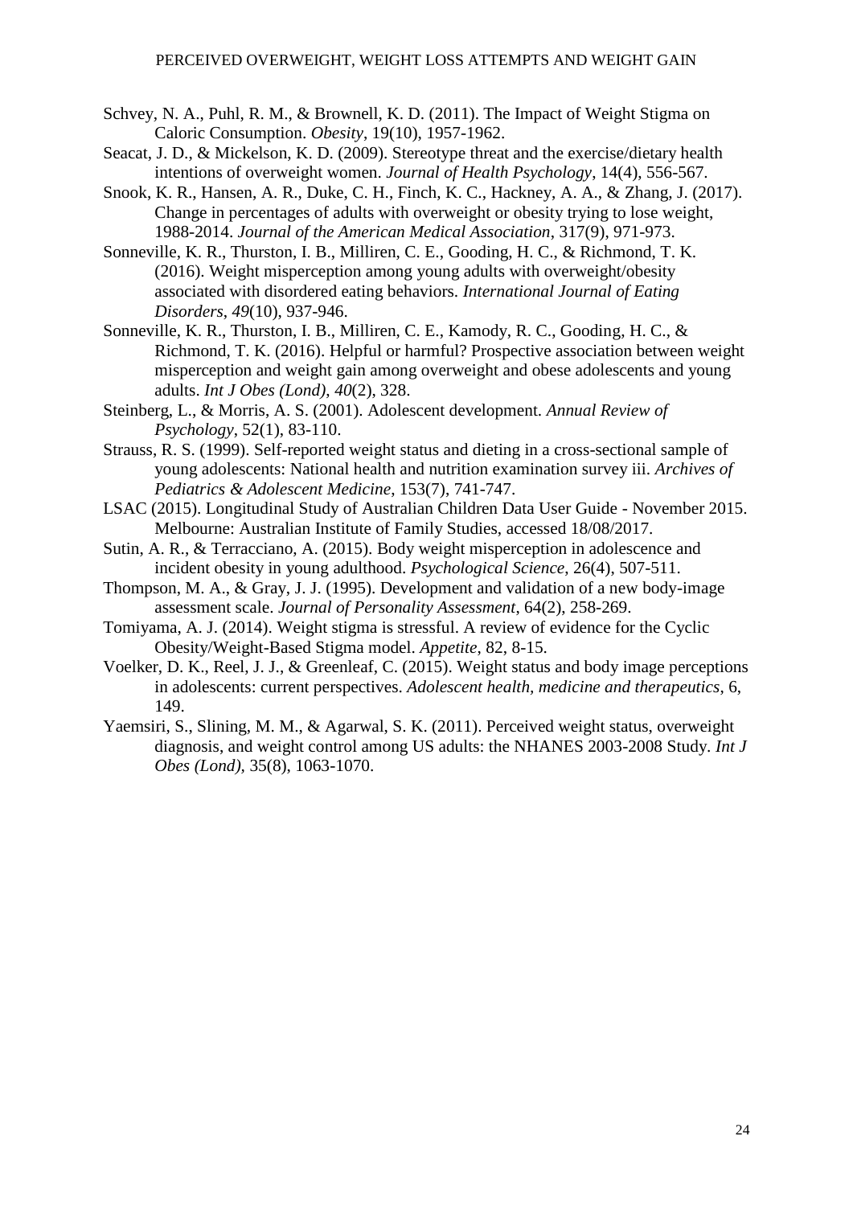Schvey, N. A., Puhl, R. M., & Brownell, K. D. (2011). The Impact of Weight Stigma on Caloric Consumption. *Obesity*, 19(10), 1957-1962.

Seacat, J. D., & Mickelson, K. D. (2009). Stereotype threat and the exercise/dietary health intentions of overweight women. *Journal of Health Psychology*, 14(4), 556-567.

Snook, K. R., Hansen, A. R., Duke, C. H., Finch, K. C., Hackney, A. A., & Zhang, J. (2017). Change in percentages of adults with overweight or obesity trying to lose weight, 1988-2014. *Journal of the American Medical Association*, 317(9), 971-973.

Sonneville, K. R., Thurston, I. B., Milliren, C. E., Gooding, H. C., & Richmond, T. K. (2016). Weight misperception among young adults with overweight/obesity associated with disordered eating behaviors. *International Journal of Eating Disorders*, *49*(10), 937-946.

Sonneville, K. R., Thurston, I. B., Milliren, C. E., Kamody, R. C., Gooding, H. C., & Richmond, T. K. (2016). Helpful or harmful? Prospective association between weight misperception and weight gain among overweight and obese adolescents and young adults. *Int J Obes (Lond)*, *40*(2), 328.

Steinberg, L., & Morris, A. S. (2001). Adolescent development. *Annual Review of Psychology*, 52(1), 83-110.

Strauss, R. S. (1999). Self-reported weight status and dieting in a cross-sectional sample of young adolescents: National health and nutrition examination survey iii. *Archives of Pediatrics & Adolescent Medicine*, 153(7), 741-747.

LSAC (2015). Longitudinal Study of Australian Children Data User Guide - November 2015. Melbourne: Australian Institute of Family Studies, accessed 18/08/2017.

Sutin, A. R., & Terracciano, A. (2015). Body weight misperception in adolescence and incident obesity in young adulthood. *Psychological Science*, 26(4), 507-511.

Thompson, M. A., & Gray, J. J. (1995). Development and validation of a new body-image assessment scale. *Journal of Personality Assessment*, 64(2), 258-269.

Tomiyama, A. J. (2014). Weight stigma is stressful. A review of evidence for the Cyclic Obesity/Weight-Based Stigma model. *Appetite*, 82, 8-15.

Voelker, D. K., Reel, J. J., & Greenleaf, C. (2015). Weight status and body image perceptions in adolescents: current perspectives. *Adolescent health, medicine and therapeutics*, 6, 149.

Yaemsiri, S., Slining, M. M., & Agarwal, S. K. (2011). Perceived weight status, overweight diagnosis, and weight control among US adults: the NHANES 2003-2008 Study. *Int J Obes (Lond)*, 35(8), 1063-1070.